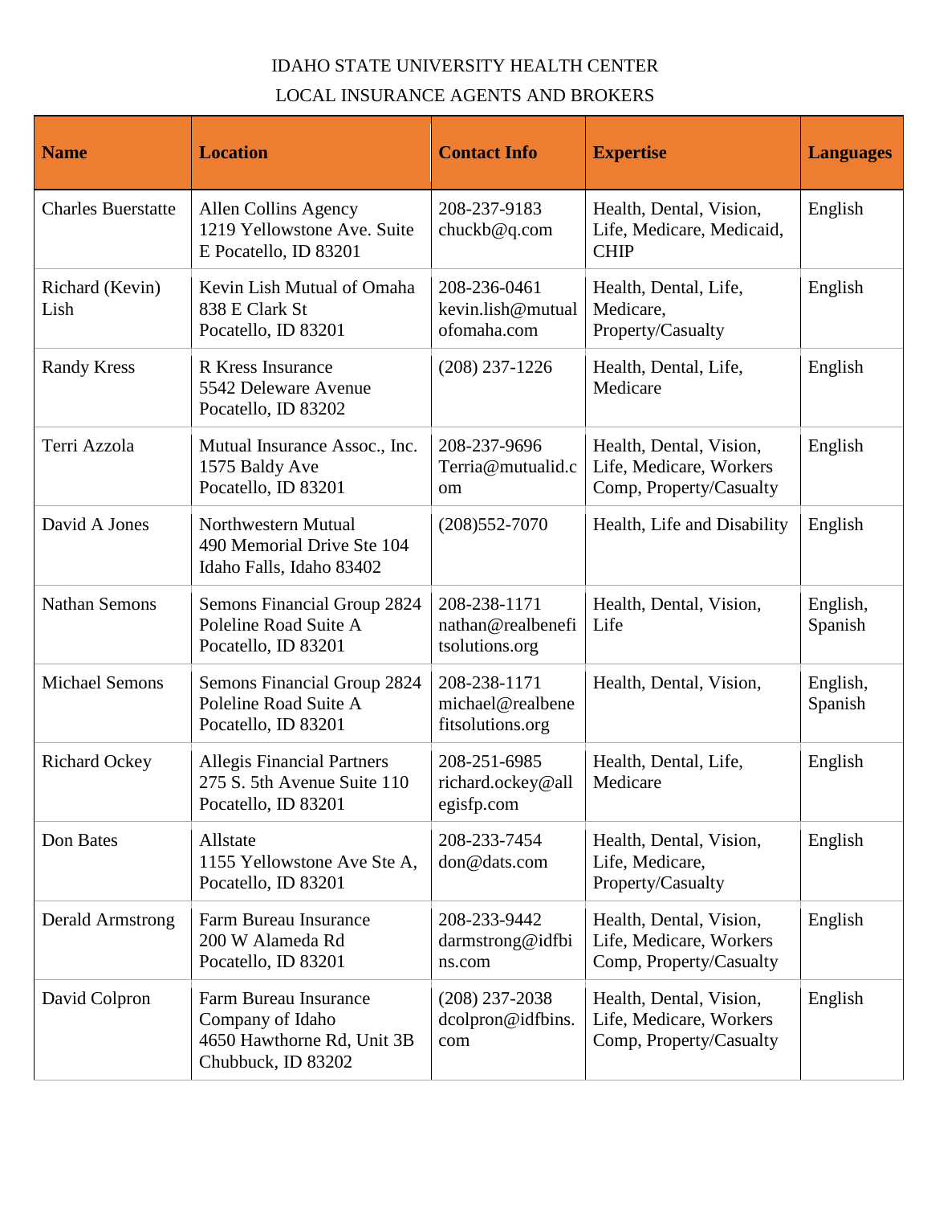IDAHO STATE UNIVERSITY HEALTH CENTER

LOCAL INSURANCE AGENTS AND BROKERS

| Name | Location | Contact Info | Expertise | Languages |
|---|---|---|---|---|
| Charles Buerstatte | Allen Collins Agency 1219 Yellowstone Ave. Suite E Pocatello, ID 83201 | 208-237-9183 chuckb@q.com | Health, Dental, Vision, Life, Medicare, Medicaid, CHIP | English |
| Richard (Kevin) Lish | Kevin Lish Mutual of Omaha 838 E Clark St Pocatello, ID 83201 | 208-236-0461 kevin.lish@mutualofomaha.com | Health, Dental, Life, Medicare, Property/Casualty | English |
| Randy Kress | R Kress Insurance 5542 Deleware Avenue Pocatello, ID 83202 | (208) 237-1226 | Health, Dental, Life, Medicare | English |
| Terri Azzola | Mutual Insurance Assoc., Inc. 1575 Baldy Ave Pocatello, ID 83201 | 208-237-9696 Terria@mutualid.com | Health, Dental, Vision, Life, Medicare, Workers Comp, Property/Casualty | English |
| David A Jones | Northwestern Mutual 490 Memorial Drive Ste 104 Idaho Falls, Idaho 83402 | (208)552-7070 | Health, Life and Disability | English |
| Nathan Semons | Semons Financial Group 2824 Poleline Road Suite A Pocatello, ID 83201 | 208-238-1171 nathan@realbenefitsolutions.org | Health, Dental, Vision, Life | English, Spanish |
| Michael Semons | Semons Financial Group 2824 Poleline Road Suite A Pocatello, ID 83201 | 208-238-1171 michael@realbenefitsolutions.org | Health, Dental, Vision, | English, Spanish |
| Richard Ockey | Allegis Financial Partners 275 S. 5th Avenue Suite 110 Pocatello, ID 83201 | 208-251-6985 richard.ockey@allegisfp.com | Health, Dental, Life, Medicare | English |
| Don Bates | Allstate 1155 Yellowstone Ave Ste A, Pocatello, ID 83201 | 208-233-7454 don@dats.com | Health, Dental, Vision, Life, Medicare, Property/Casualty | English |
| Derald Armstrong | Farm Bureau Insurance 200 W Alameda Rd Pocatello, ID 83201 | 208-233-9442 darmstrong@idfbins.com | Health, Dental, Vision, Life, Medicare, Workers Comp, Property/Casualty | English |
| David Colpron | Farm Bureau Insurance Company of Idaho 4650 Hawthorne Rd, Unit 3B Chubbuck, ID 83202 | (208) 237-2038 dcolpron@idfbins.com | Health, Dental, Vision, Life, Medicare, Workers Comp, Property/Casualty | English |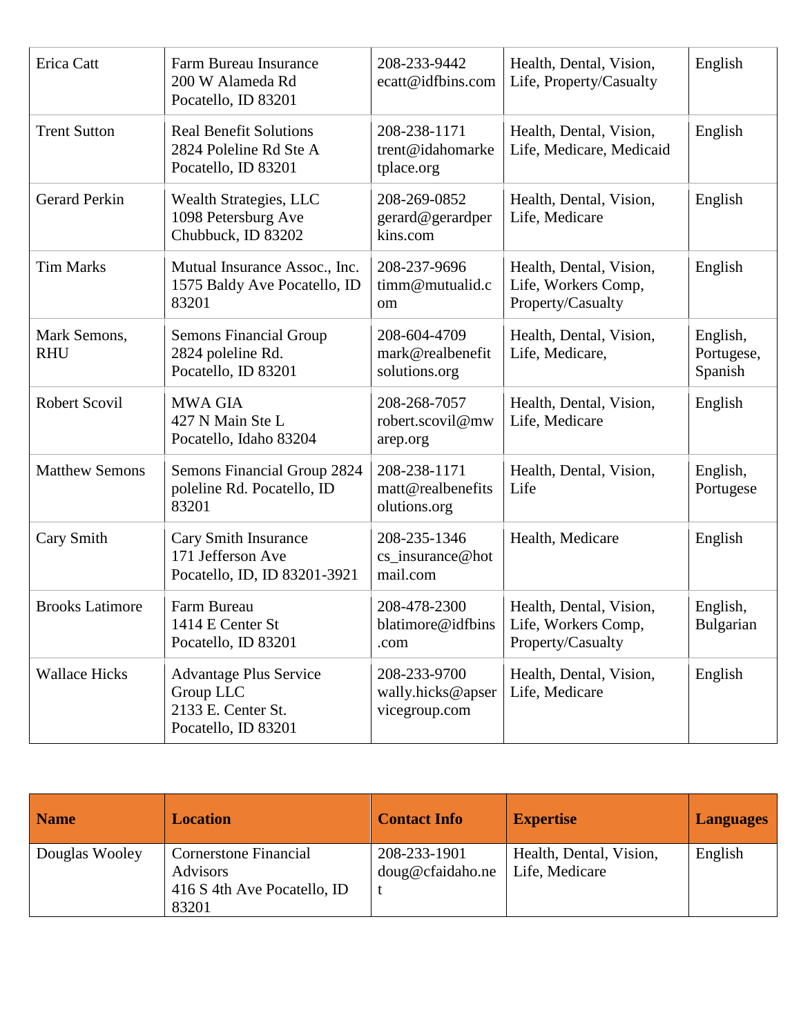| | | | | |
|---|---|---|---|---|
| Erica Catt | Farm Bureau Insurance 200 W Alameda Rd Pocatello, ID 83201 | 208-233-9442 ecatt@idfbins.com | Health, Dental, Vision, Life, Property/Casualty | English |
| Trent Sutton | Real Benefit Solutions 2824 Poleline Rd Ste A Pocatello, ID 83201 | 208-238-1171 trent@idahomarketplace.org | Health, Dental, Vision, Life, Medicare, Medicaid | English |
| Gerard Perkin | Wealth Strategies, LLC 1098 Petersburg Ave Chubbuck, ID 83202 | 208-269-0852 gerard@gerardperkins.com | Health, Dental, Vision, Life, Medicare | English |
| Tim Marks | Mutual Insurance Assoc., Inc. 1575 Baldy Ave Pocatello, ID 83201 | 208-237-9696 timm@mutualid.com | Health, Dental, Vision, Life, Workers Comp, Property/Casualty | English |
| Mark Semons, RHU | Semons Financial Group 2824 poleline Rd. Pocatello, ID 83201 | 208-604-4709 mark@realbenefitsolutions.org | Health, Dental, Vision, Life, Medicare, | English, Portugese, Spanish |
| Robert Scovil | MWA GIA 427 N Main Ste L Pocatello, Idaho 83204 | 208-268-7057 robert.scovil@mwarep.org | Health, Dental, Vision, Life, Medicare | English |
| Matthew Semons | Semons Financial Group 2824 poleline Rd. Pocatello, ID 83201 | 208-238-1171 matt@realbenefitsolutions.org | Health, Dental, Vision, Life | English, Portugese |
| Cary Smith | Cary Smith Insurance 171 Jefferson Ave Pocatello, ID, ID 83201-3921 | 208-235-1346 cs_insurance@hotmail.com | Health, Medicare | English |
| Brooks Latimore | Farm Bureau 1414 E Center St Pocatello, ID 83201 | 208-478-2300 blatimore@idfbins.com | Health, Dental, Vision, Life, Workers Comp, Property/Casualty | English, Bulgarian |
| Wallace Hicks | Advantage Plus Service Group LLC 2133 E. Center St. Pocatello, ID 83201 | 208-233-9700 wally.hicks@apservicegroup.com | Health, Dental, Vision, Life, Medicare | English |

| **Name** | **Location** | **Contact Info** | **Expertise** | **Languages** |
|---|---|---|---|---|
| Douglas Wooley | Cornerstone Financial Advisors 416 S 4th Ave Pocatello, ID 83201 | 208-233-1901 doug@cfaidaho.net | Health, Dental, Vision, Life, Medicare | English |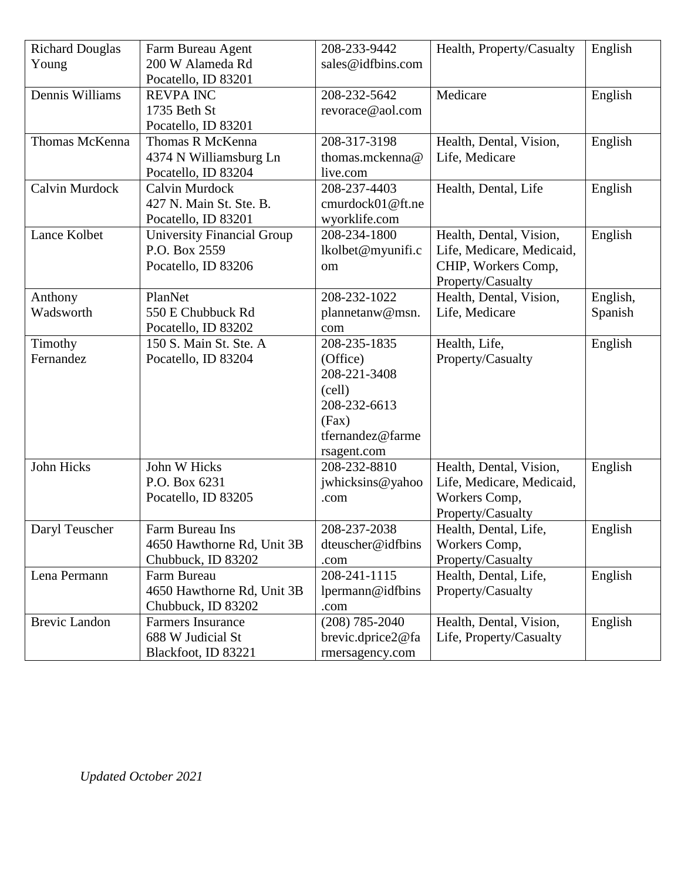| | | | | |
|---|---|---|---|---|
| Richard Douglas Young | Farm Bureau Agent<br>200 W Alameda Rd<br>Pocatello, ID 83201 | 208-233-9442<br>sales@idfbins.com | Health, Property/Casualty | English |
| Dennis Williams | REVPA INC<br>1735 Beth St<br>Pocatello, ID 83201 | 208-232-5642<br>revorace@aol.com | Medicare | English |
| Thomas McKenna | Thomas R McKenna<br>4374 N Williamsburg Ln<br>Pocatello, ID 83204 | 208-317-3198<br>thomas.mckenna@live.com | Health, Dental, Vision, Life, Medicare | English |
| Calvin Murdock | Calvin Murdock<br>427 N. Main St. Ste. B.<br>Pocatello, ID 83201 | 208-237-4403<br>cmurdock01@ft.newyorklife.com | Health, Dental, Life | English |
| Lance Kolbet | University Financial Group<br>P.O. Box 2559<br>Pocatello, ID 83206 | 208-234-1800<br>lkolbet@myunifi.com | Health, Dental, Vision, Life, Medicare, Medicaid, CHIP, Workers Comp, Property/Casualty | English |
| Anthony Wadsworth | PlanNet<br>550 E Chubbuck Rd<br>Pocatello, ID 83202 | 208-232-1022<br>plannetanw@msn.com | Health, Dental, Vision, Life, Medicare | English, Spanish |
| Timothy Fernandez | 150 S. Main St. Ste. A<br>Pocatello, ID 83204 | 208-235-1835 (Office)<br>208-221-3408 (cell)<br>208-232-6613 (Fax)<br>tfernandez@farmersagent.com | Health, Life, Property/Casualty | English |
| John Hicks | John W Hicks<br>P.O. Box 6231<br>Pocatello, ID 83205 | 208-232-8810<br>jwhicksins@yahoo.com | Health, Dental, Vision, Life, Medicare, Medicaid, Workers Comp, Property/Casualty | English |
| Daryl Teuscher | Farm Bureau Ins<br>4650 Hawthorne Rd, Unit 3B<br>Chubbuck, ID 83202 | 208-237-2038<br>dteuscher@idfbins.com | Health, Dental, Life, Workers Comp, Property/Casualty | English |
| Lena Permann | Farm Bureau<br>4650 Hawthorne Rd, Unit 3B<br>Chubbuck, ID 83202 | 208-241-1115<br>lpermann@idfbins.com | Health, Dental, Life, Property/Casualty | English |
| Brevic Landon | Farmers Insurance<br>688 W Judicial St<br>Blackfoot, ID 83221 | (208) 785-2040<br>brevic.dprice2@farmersagency.com | Health, Dental, Vision, Life, Property/Casualty | English |

*Updated October 2021*